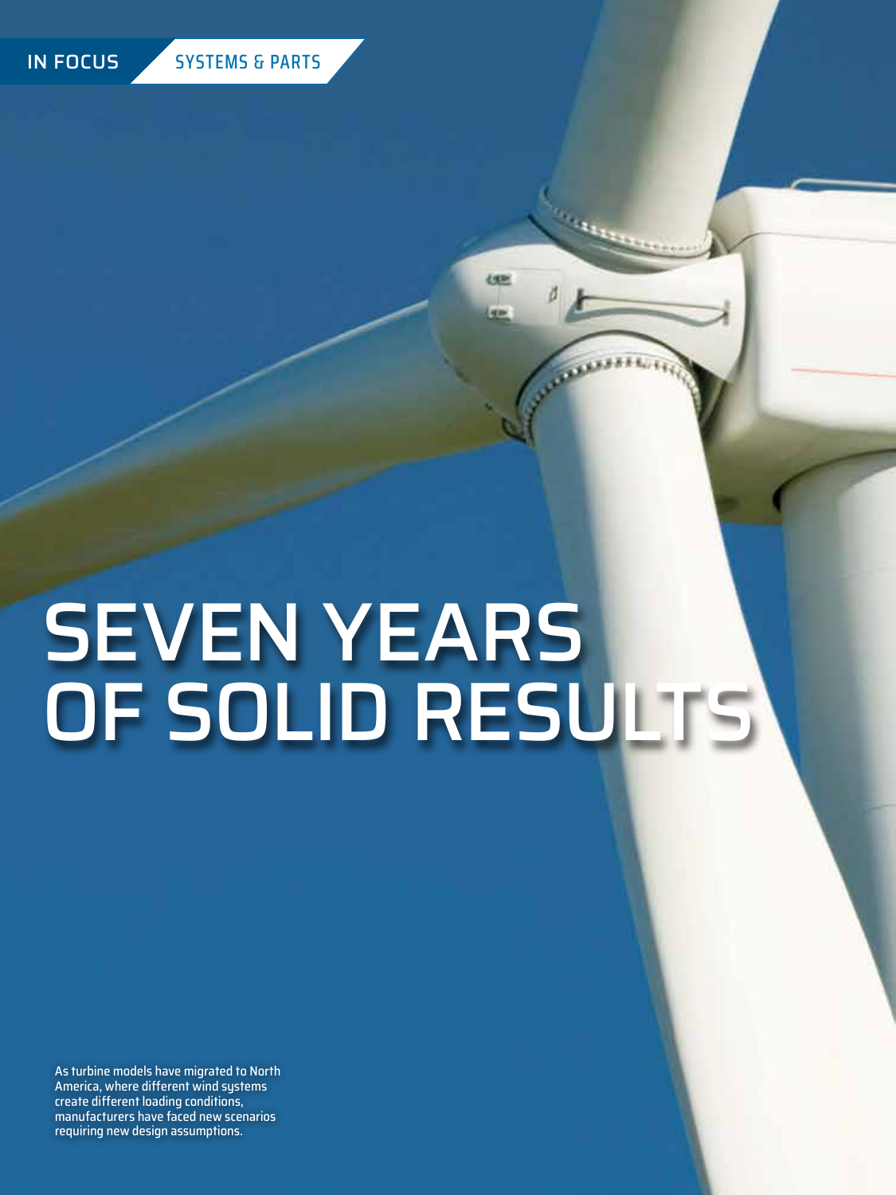IN FOCUS SYSTEMS & PARTS

# SEVEN YEARS OF SOLID RESULTS

As turbine models have migrated to North America, where different wind systems create different loading conditions, manufacturers have faced new scenarios requiring new design assumptions.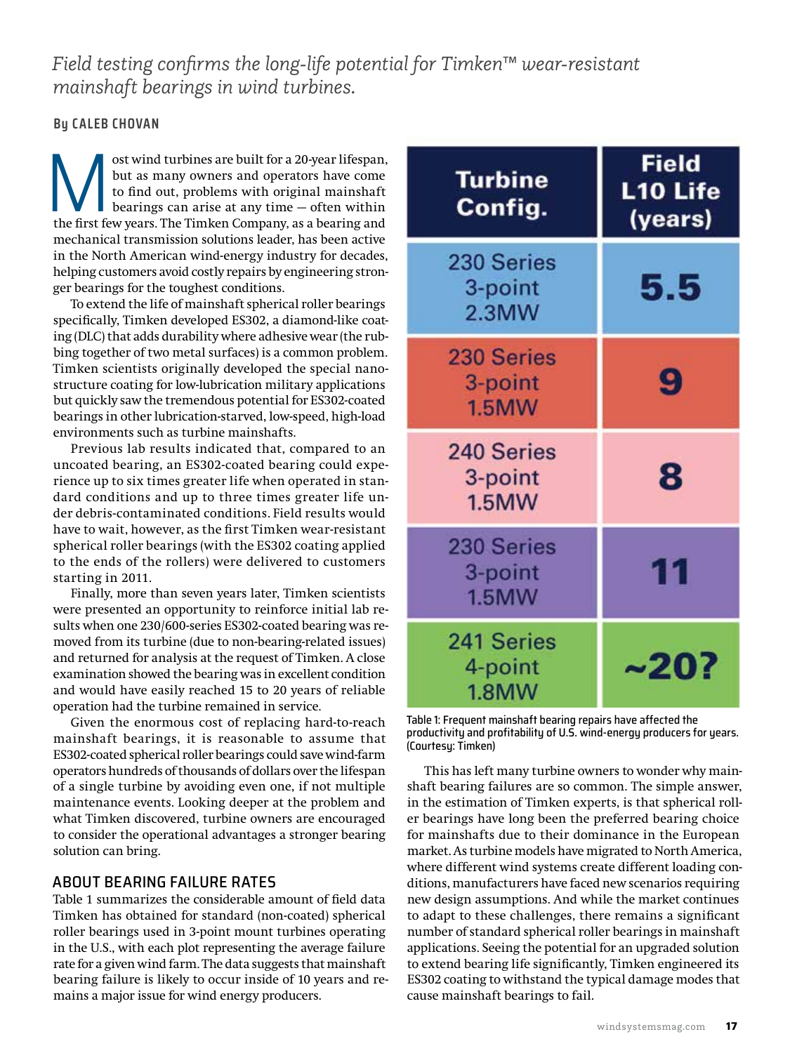*Field testing confirms the long-life potential for Timken™ wear-resistant mainshaft bearings in wind turbines.*

**By CALEB CHOVAN**

Most wind turbines are built for a 20-year lifespan, but as many owners and operators have come to find out, problems with original mainshaft bearings can arise at any time — often within the first few years. The Timken Company, as a bearing and mechanical transmission solutions leader, has been active in the North American wind-energy industry for decades, helping customers avoid costly repairs by engineering stronger bearings for the toughest conditions.

To extend the life of mainshaft spherical roller bearings specifically, Timken developed ES302, a diamond-like coating (DLC) that adds durability where adhesive wear (the rubbing together of two metal surfaces) is a common problem. Timken scientists originally developed the special nanostructure coating for low-lubrication military applications but quickly saw the tremendous potential for ES302-coated bearings in other lubrication-starved, low-speed, high-load environments such as turbine mainshafts.

Previous lab results indicated that, compared to an uncoated bearing, an ES302-coated bearing could experience up to six times greater life when operated in standard conditions and up to three times greater life under debris-contaminated conditions. Field results would have to wait, however, as the first Timken wear-resistant spherical roller bearings (with the ES302 coating applied to the ends of the rollers) were delivered to customers starting in 2011.

Finally, more than seven years later, Timken scientists were presented an opportunity to reinforce initial lab results when one 230/600-series ES302-coated bearing was removed from its turbine (due to non-bearing-related issues) and returned for analysis at the request of Timken. A close examination showed the bearing was in excellent condition and would have easily reached 15 to 20 years of reliable operation had the turbine remained in service.

Given the enormous cost of replacing hard-to-reach mainshaft bearings, it is reasonable to assume that ES302-coated spherical roller bearings could save wind-farm operators hundreds of thousands of dollars over the lifespan of a single turbine by avoiding even one, if not multiple maintenance events. Looking deeper at the problem and what Timken discovered, turbine owners are encouraged to consider the operational advantages a stronger bearing solution can bring.

## ABOUT BEARING FAILURE RATES

Table 1 summarizes the considerable amount of field data Timken has obtained for standard (non-coated) spherical roller bearings used in 3-point mount turbines operating in the U.S., with each plot representing the average failure rate for a given wind farm. The data suggests that mainshaft bearing failure is likely to occur inside of 10 years and remains a major issue for wind energy producers.

| Turbine Config. | Field L10 Life (years) |
|---|---|
| 230 Series 3-point 2.3MW | 5.5 |
| 230 Series 3-point 1.5MW | 9 |
| 240 Series 3-point 1.5MW | 8 |
| 230 Series 3-point 1.5MW | 11 |
| 241 Series 4-point 1.8MW | ~20? |

Table 1: Frequent mainshaft bearing repairs have affected the productivity and profitability of U.S. wind-energy producers for years. (Courtesy: Timken)

This has left many turbine owners to wonder why mainshaft bearing failures are so common. The simple answer, in the estimation of Timken experts, is that spherical roller bearings have long been the preferred bearing choice for mainshafts due to their dominance in the European market. As turbine models have migrated to North America, where different wind systems create different loading conditions, manufacturers have faced new scenarios requiring new design assumptions. And while the market continues to adapt to these challenges, there remains a significant number of standard spherical roller bearings in mainshaft applications. Seeing the potential for an upgraded solution to extend bearing life significantly, Timken engineered its ES302 coating to withstand the typical damage modes that cause mainshaft bearings to fail.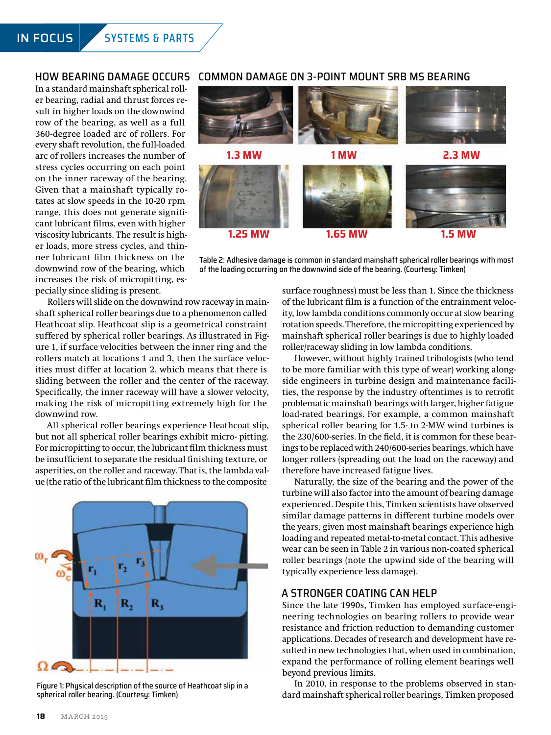## HOW BEARING DAMAGE OCCURS

In a standard mainshaft spherical roller bearing, radial and thrust forces result in higher loads on the downwind row of the bearing, as well as a full 360-degree loaded arc of rollers. For every shaft revolution, the full-loaded arc of rollers increases the number of stress cycles occurring on each point on the inner raceway of the bearing. Given that a mainshaft typically rotates at slow speeds in the 10-20 rpm range, this does not generate significant lubricant films, even with higher viscosity lubricants. The result is higher loads, more stress cycles, and thinner lubricant film thickness on the downwind row of the bearing, which increases the risk of micropitting, especially since sliding is present.

Rollers will slide on the downwind row raceway in mainshaft spherical roller bearings due to a phenomenon called Heathcoat slip. Heathcoat slip is a geometrical constraint suffered by spherical roller bearings. As illustrated in Figure 1, if surface velocities between the inner ring and the rollers match at locations 1 and 3, then the surface velocities must differ at location 2, which means that there is sliding between the roller and the center of the raceway. Specifically, the inner raceway will have a slower velocity, making the risk of micropitting extremely high for the downwind row.

All spherical roller bearings experience Heathcoat slip, but not all spherical roller bearings exhibit micro- pitting. For micropitting to occur, the lubricant film thickness must be insufficient to separate the residual finishing texture, or asperities, on the roller and raceway. That is, the lambda value (the ratio of the lubricant film thickness to the composite surface roughness) must be less than 1. Since the thickness of the lubricant film is a function of the entrainment velocity, low lambda conditions commonly occur at slow bearing rotation speeds. Therefore, the micropitting experienced by mainshaft spherical roller bearings is due to highly loaded roller/raceway sliding in low lambda conditions.

Figure 1: Physical description of the source of Heathcoat slip in a spherical roller bearing. (Courtesy: Timken)

## COMMON DAMAGE ON 3-POINT MOUNT SRB MS BEARING

| 1.3 MW | 1 MW | 2.3 MW |
|---|---|---|
| 1.25 MW | 1.65 MW | 1.5 MW |

Table 2: Adhesive damage is common in standard mainshaft spherical roller bearings with most of the loading occurring on the downwind side of the bearing. (Courtesy: Timken)

However, without highly trained tribologists (who tend to be more familiar with this type of wear) working alongside engineers in turbine design and maintenance facilities, the response by the industry oftentimes is to retrofit problematic mainshaft bearings with larger, higher fatigue load-rated bearings. For example, a common mainshaft spherical roller bearing for 1.5- to 2-MW wind turbines is the 230/600-series. In the field, it is common for these bearings to be replaced with 240/600-series bearings, which have longer rollers (spreading out the load on the raceway) and therefore have increased fatigue lives.

Naturally, the size of the bearing and the power of the turbine will also factor into the amount of bearing damage experienced. Despite this, Timken scientists have observed similar damage patterns in different turbine models over the years, given most mainshaft bearings experience high loading and repeated metal-to-metal contact. This adhesive wear can be seen in Table 2 in various non-coated spherical roller bearings (note the upwind side of the bearing will typically experience less damage).

## A STRONGER COATING CAN HELP

Since the late 1990s, Timken has employed surface-engineering technologies on bearing rollers to provide wear resistance and friction reduction to demanding customer applications. Decades of research and development have resulted in new technologies that, when used in combination, expand the performance of rolling element bearings well beyond previous limits.

In 2010, in response to the problems observed in standard mainshaft spherical roller bearings, Timken proposed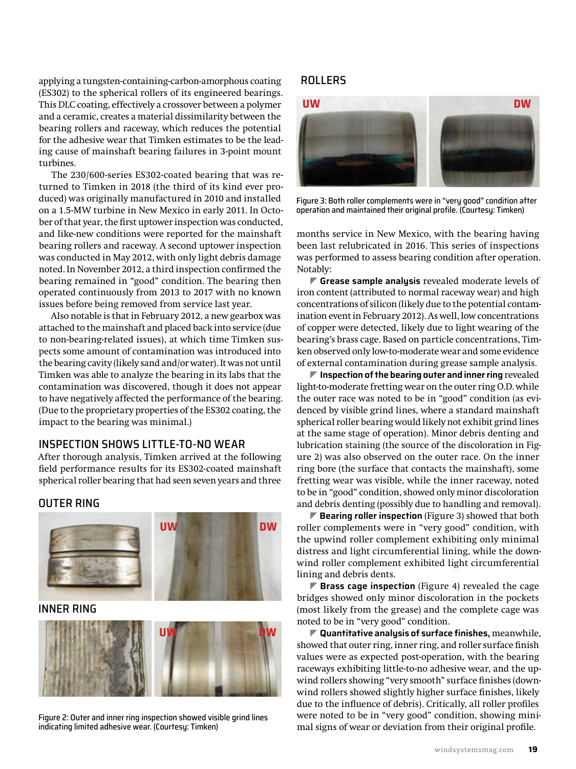applying a tungsten-containing-carbon-amorphous coating (ES302) to the spherical rollers of its engineered bearings. This DLC coating, effectively a crossover between a polymer and a ceramic, creates a material dissimilarity between the bearing rollers and raceway, which reduces the potential for the adhesive wear that Timken estimates to be the leading cause of mainshaft bearing failures in 3-point mount turbines.

The 230/600-series ES302-coated bearing that was returned to Timken in 2018 (the third of its kind ever produced) was originally manufactured in 2010 and installed on a 1.5-MW turbine in New Mexico in early 2011. In October of that year, the first uptower inspection was conducted, and like-new conditions were reported for the mainshaft bearing rollers and raceway. A second uptower inspection was conducted in May 2012, with only light debris damage noted. In November 2012, a third inspection confirmed the bearing remained in "good" condition. The bearing then operated continuously from 2013 to 2017 with no known issues before being removed from service last year.

Also notable is that in February 2012, a new gearbox was attached to the mainshaft and placed back into service (due to non-bearing-related issues), at which time Timken suspects some amount of contamination was introduced into the bearing cavity (likely sand and/or water). It was not until Timken was able to analyze the bearing in its labs that the contamination was discovered, though it does not appear to have negatively affected the performance of the bearing. (Due to the proprietary properties of the ES302 coating, the impact to the bearing was minimal.)

## INSPECTION SHOWS LITTLE-TO-NO WEAR

After thorough analysis, Timken arrived at the following field performance results for its ES302-coated mainshaft spherical roller bearing that had seen seven years and three months service in New Mexico, with the bearing having been last relubricated in 2016. This series of inspections was performed to assess bearing condition after operation. Notably:

- **Grease sample analysis** revealed moderate levels of iron content (attributed to normal raceway wear) and high concentrations of silicon (likely due to the potential contamination event in February 2012). As well, low concentrations of copper were detected, likely due to light wearing of the bearing's brass cage. Based on particle concentrations, Timken observed only low-to-moderate wear and some evidence of external contamination during grease sample analysis.
- **Inspection of the bearing outer and inner ring** revealed light-to-moderate fretting wear on the outer ring O.D. while the outer race was noted to be in "good" condition (as evidenced by visible grind lines, where a standard mainshaft spherical roller bearing would likely not exhibit grind lines at the same stage of operation). Minor debris denting and lubrication staining (the source of the discoloration in Figure 2) was also observed on the outer race. On the inner ring bore (the surface that contacts the mainshaft), some fretting wear was visible, while the inner raceway, noted to be in "good" condition, showed only minor discoloration and debris denting (possibly due to handling and removal).
- **Bearing roller inspection** (Figure 3) showed that both roller complements were in "very good" condition, with the upwind roller complement exhibiting only minimal distress and light circumferential lining, while the downwind roller complement exhibited light circumferential lining and debris dents.
- **Brass cage inspection** (Figure 4) revealed the cage bridges showed only minor discoloration in the pockets (most likely from the grease) and the complete cage was noted to be in "very good" condition.
- **Quantitative analysis of surface finishes,** meanwhile, showed that outer ring, inner ring, and roller surface finish values were as expected post-operation, with the bearing raceways exhibiting little-to-no adhesive wear, and the upwind rollers showing "very smooth" surface finishes (downwind rollers showed slightly higher surface finishes, likely due to the influence of debris). Critically, all roller profiles were noted to be in "very good" condition, showing minimal signs of wear or deviation from their original profile.

OUTER RING

INNER RING

Figure 2: Outer and inner ring inspection showed visible grind lines indicating limited adhesive wear. (Courtesy: Timken)

ROLLERS

Figure 3: Both roller complements were in "very good" condition after operation and maintained their original profile. (Courtesy: Timken)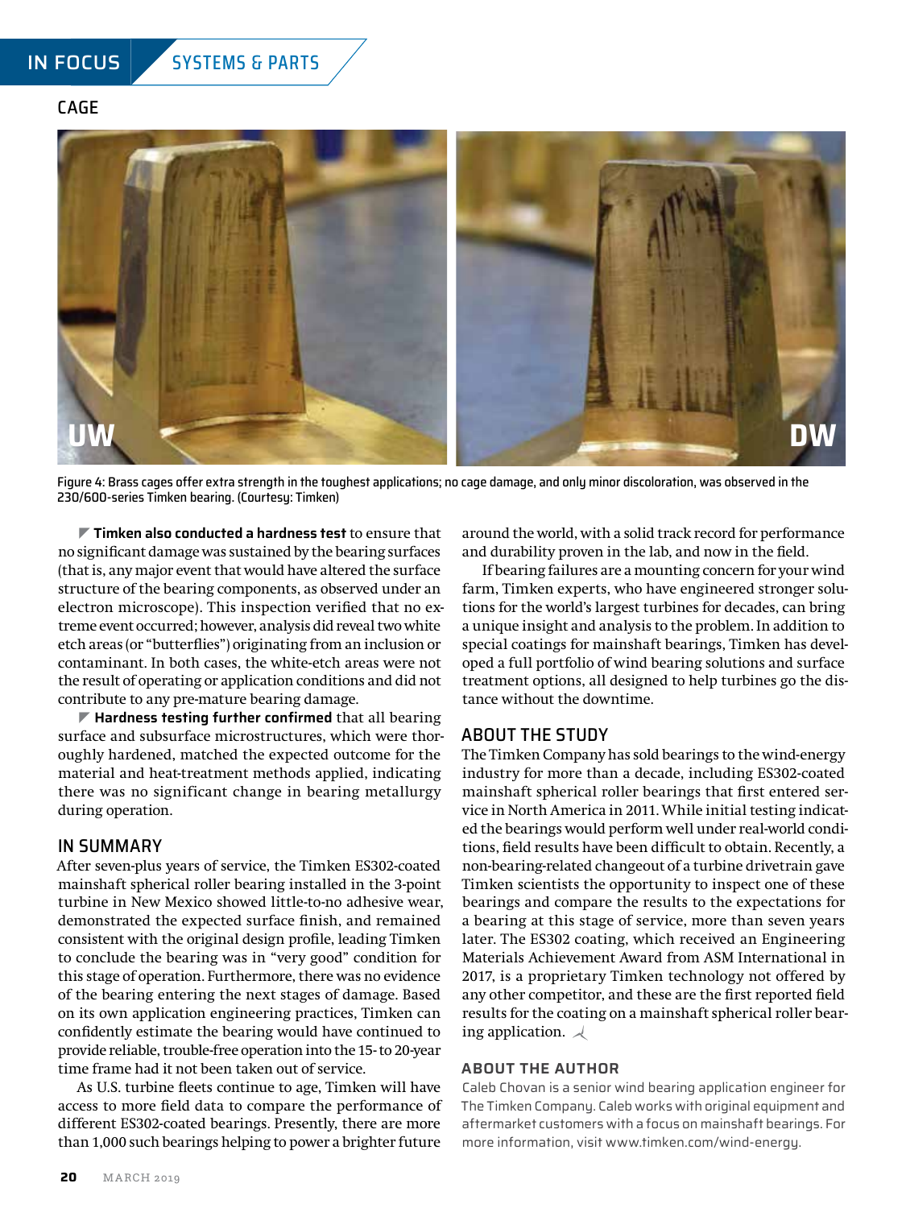## CAGE

UW

DW

Figure 4: Brass cages offer extra strength in the toughest applications; no cage damage, and only minor discoloration, was observed in the 230/600-series Timken bearing. (Courtesy: Timken)

**Timken also conducted a hardness test** to ensure that no significant damage was sustained by the bearing surfaces (that is, any major event that would have altered the surface structure of the bearing components, as observed under an electron microscope). This inspection verified that no extreme event occurred; however, analysis did reveal two white etch areas (or "butterflies") originating from an inclusion or contaminant. In both cases, the white-etch areas were not the result of operating or application conditions and did not contribute to any pre-mature bearing damage.

**Hardness testing further confirmed** that all bearing surface and subsurface microstructures, which were thoroughly hardened, matched the expected outcome for the material and heat-treatment methods applied, indicating there was no significant change in bearing metallurgy during operation.

## IN SUMMARY

After seven-plus years of service, the Timken ES302-coated mainshaft spherical roller bearing installed in the 3-point turbine in New Mexico showed little-to-no adhesive wear, demonstrated the expected surface finish, and remained consistent with the original design profile, leading Timken to conclude the bearing was in "very good" condition for this stage of operation. Furthermore, there was no evidence of the bearing entering the next stages of damage. Based on its own application engineering practices, Timken can confidently estimate the bearing would have continued to provide reliable, trouble-free operation into the 15- to 20-year time frame had it not been taken out of service.

As U.S. turbine fleets continue to age, Timken will have access to more field data to compare the performance of different ES302-coated bearings. Presently, there are more than 1,000 such bearings helping to power a brighter future around the world, with a solid track record for performance and durability proven in the lab, and now in the field.

If bearing failures are a mounting concern for your wind farm, Timken experts, who have engineered stronger solutions for the world's largest turbines for decades, can bring a unique insight and analysis to the problem. In addition to special coatings for mainshaft bearings, Timken has developed a full portfolio of wind bearing solutions and surface treatment options, all designed to help turbines go the distance without the downtime.

## ABOUT THE STUDY

The Timken Company has sold bearings to the wind-energy industry for more than a decade, including ES302-coated mainshaft spherical roller bearings that first entered service in North America in 2011. While initial testing indicated the bearings would perform well under real-world conditions, field results have been difficult to obtain. Recently, a non-bearing-related changeout of a turbine drivetrain gave Timken scientists the opportunity to inspect one of these bearings and compare the results to the expectations for a bearing at this stage of service, more than seven years later. The ES302 coating, which received an Engineering Materials Achievement Award from ASM International in 2017, is a proprietary Timken technology not offered by any other competitor, and these are the first reported field results for the coating on a mainshaft spherical roller bearing application.

### ABOUT THE AUTHOR

Caleb Chovan is a senior wind bearing application engineer for The Timken Company. Caleb works with original equipment and aftermarket customers with a focus on mainshaft bearings. For more information, visit www.timken.com/wind-energy.